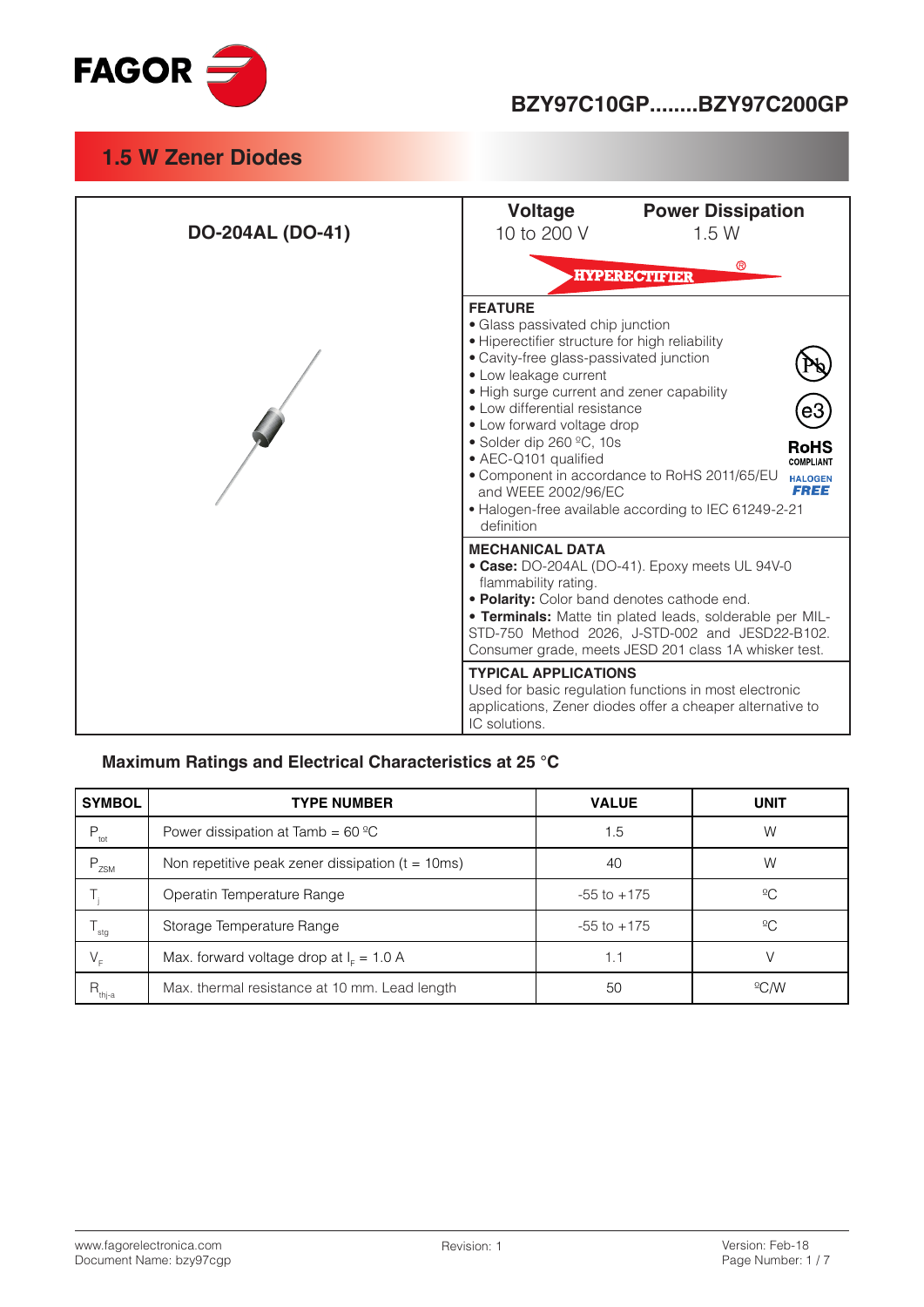FAGOR

# BZY97C10GP........BZY97C200GP

## 1.5 W Zener Diodes

**DO-204AL (DO-41)**

| Voltage | Power Dissipation |
|---|---|
| 10 to 200 V | 1.5 W |

HYPERECTIFIER®

### FEATURE

- Glass passivated chip junction
- Hiperectifier structure for high reliability
- Cavity-free glass-passivated junction
- Low leakage current
- High surge current and zener capability
- Low differential resistance
- Low forward voltage drop
- Solder dip 260 ºC, 10s
- AEC-Q101 qualified
- Component in accordance to RoHS 2011/65/EU and WEEE 2002/96/EC
- Halogen-free available according to IEC 61249-2-21 definition

Pb, e3, RoHS COMPLIANT, HALOGEN FREE

### MECHANICAL DATA

- **Case:** DO-204AL (DO-41). Epoxy meets UL 94V-0 flammability rating.
- **Polarity:** Color band denotes cathode end.
- **Terminals:** Matte tin plated leads, solderable per MIL-STD-750 Method 2026, J-STD-002 and JESD22-B102. Consumer grade, meets JESD 201 class 1A whisker test.

### TYPICAL APPLICATIONS

Used for basic regulation functions in most electronic applications, Zener diodes offer a cheaper alternative to IC solutions.

## Maximum Ratings and Electrical Characteristics at 25 °C

| SYMBOL | TYPE NUMBER | VALUE | UNIT |
|---|---|---|---|
| $P_{tot}$ | Power dissipation at Tamb = 60 ºC | 1.5 | W |
| $P_{ZSM}$ | Non repetitive peak zener dissipation (t = 10ms) | 40 | W |
| $T_j$ | Operatin Temperature Range | -55 to +175 | ºC |
| $T_{stg}$ | Storage Temperature Range | -55 to +175 | ºC |
| $V_F$ | Max. forward voltage drop at $I_F$ = 1.0 A | 1.1 | V |
| $R_{thj-a}$ | Max. thermal resistance at 10 mm. Lead length | 50 | ºC/W |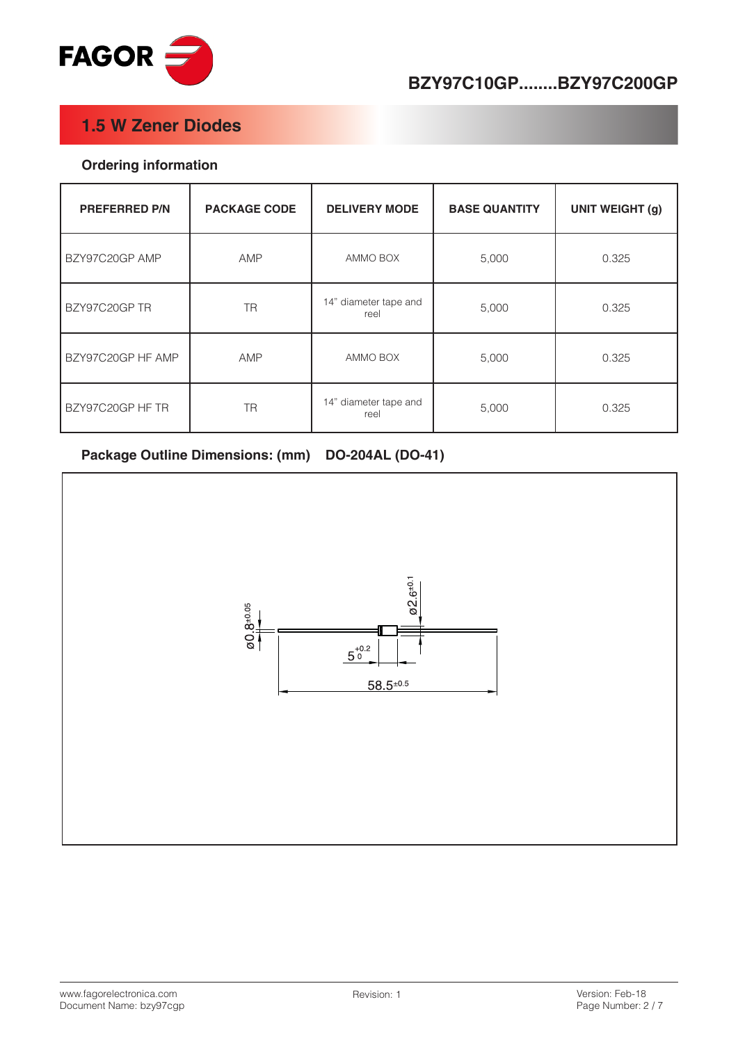## 1.5 W Zener Diodes

### Ordering information

| PREFERRED P/N | PACKAGE CODE | DELIVERY MODE | BASE QUANTITY | UNIT WEIGHT (g) |
|---|---|---|---|---|
| BZY97C20GP AMP | AMP | AMMO BOX | 5,000 | 0.325 |
| BZY97C20GP TR | TR | 14" diameter tape and reel | 5,000 | 0.325 |
| BZY97C20GP HF AMP | AMP | AMMO BOX | 5,000 | 0.325 |
| BZY97C20GP HF TR | TR | 14" diameter tape and reel | 5,000 | 0.325 |

### Package Outline Dimensions: (mm) DO-204AL (DO-41)

ø0.8$^{\pm 0.05}$

ø2.6$^{\pm 0.1}$

$5^{+0.2}_{0}$

58.5$^{\pm 0.5}$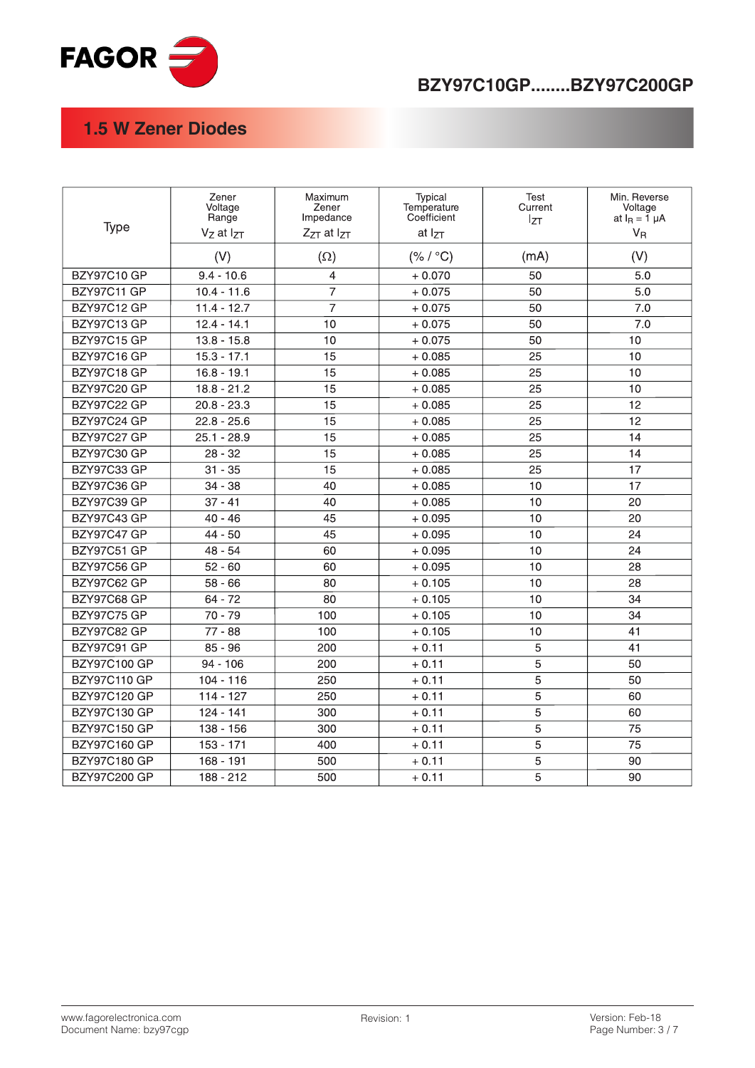## 1.5 W Zener Diodes

| Type | Zener Voltage Range $V_Z$ at $I_{ZT}$ | Maximum Zener Impedance $Z_{ZT}$ at $I_{ZT}$ | Typical Temperature Coefficient at $I_{ZT}$ | Test Current $I_{ZT}$ | Min. Reverse Voltage at $I_R$ = 1 µA $V_R$ |
|---|---|---|---|---|---|
| | (V) | (Ω) | (% / °C) | (mA) | (V) |
| BZY97C10 GP | 9.4 - 10.6 | 4 | + 0.070 | 50 | 5.0 |
| BZY97C11 GP | 10.4 - 11.6 | 7 | + 0.075 | 50 | 5.0 |
| BZY97C12 GP | 11.4 - 12.7 | 7 | + 0.075 | 50 | 7.0 |
| BZY97C13 GP | 12.4 - 14.1 | 10 | + 0.075 | 50 | 7.0 |
| BZY97C15 GP | 13.8 - 15.8 | 10 | + 0.075 | 50 | 10 |
| BZY97C16 GP | 15.3 - 17.1 | 15 | + 0.085 | 25 | 10 |
| BZY97C18 GP | 16.8 - 19.1 | 15 | + 0.085 | 25 | 10 |
| BZY97C20 GP | 18.8 - 21.2 | 15 | + 0.085 | 25 | 10 |
| BZY97C22 GP | 20.8 - 23.3 | 15 | + 0.085 | 25 | 12 |
| BZY97C24 GP | 22.8 - 25.6 | 15 | + 0.085 | 25 | 12 |
| BZY97C27 GP | 25.1 - 28.9 | 15 | + 0.085 | 25 | 14 |
| BZY97C30 GP | 28 - 32 | 15 | + 0.085 | 25 | 14 |
| BZY97C33 GP | 31 - 35 | 15 | + 0.085 | 25 | 17 |
| BZY97C36 GP | 34 - 38 | 40 | + 0.085 | 10 | 17 |
| BZY97C39 GP | 37 - 41 | 40 | + 0.085 | 10 | 20 |
| BZY97C43 GP | 40 - 46 | 45 | + 0.095 | 10 | 20 |
| BZY97C47 GP | 44 - 50 | 45 | + 0.095 | 10 | 24 |
| BZY97C51 GP | 48 - 54 | 60 | + 0.095 | 10 | 24 |
| BZY97C56 GP | 52 - 60 | 60 | + 0.095 | 10 | 28 |
| BZY97C62 GP | 58 - 66 | 80 | + 0.105 | 10 | 28 |
| BZY97C68 GP | 64 - 72 | 80 | + 0.105 | 10 | 34 |
| BZY97C75 GP | 70 - 79 | 100 | + 0.105 | 10 | 34 |
| BZY97C82 GP | 77 - 88 | 100 | + 0.105 | 10 | 41 |
| BZY97C91 GP | 85 - 96 | 200 | + 0.11 | 5 | 41 |
| BZY97C100 GP | 94 - 106 | 200 | + 0.11 | 5 | 50 |
| BZY97C110 GP | 104 - 116 | 250 | + 0.11 | 5 | 50 |
| BZY97C120 GP | 114 - 127 | 250 | + 0.11 | 5 | 60 |
| BZY97C130 GP | 124 - 141 | 300 | + 0.11 | 5 | 60 |
| BZY97C150 GP | 138 - 156 | 300 | + 0.11 | 5 | 75 |
| BZY97C160 GP | 153 - 171 | 400 | + 0.11 | 5 | 75 |
| BZY97C180 GP | 168 - 191 | 500 | + 0.11 | 5 | 90 |
| BZY97C200 GP | 188 - 212 | 500 | + 0.11 | 5 | 90 |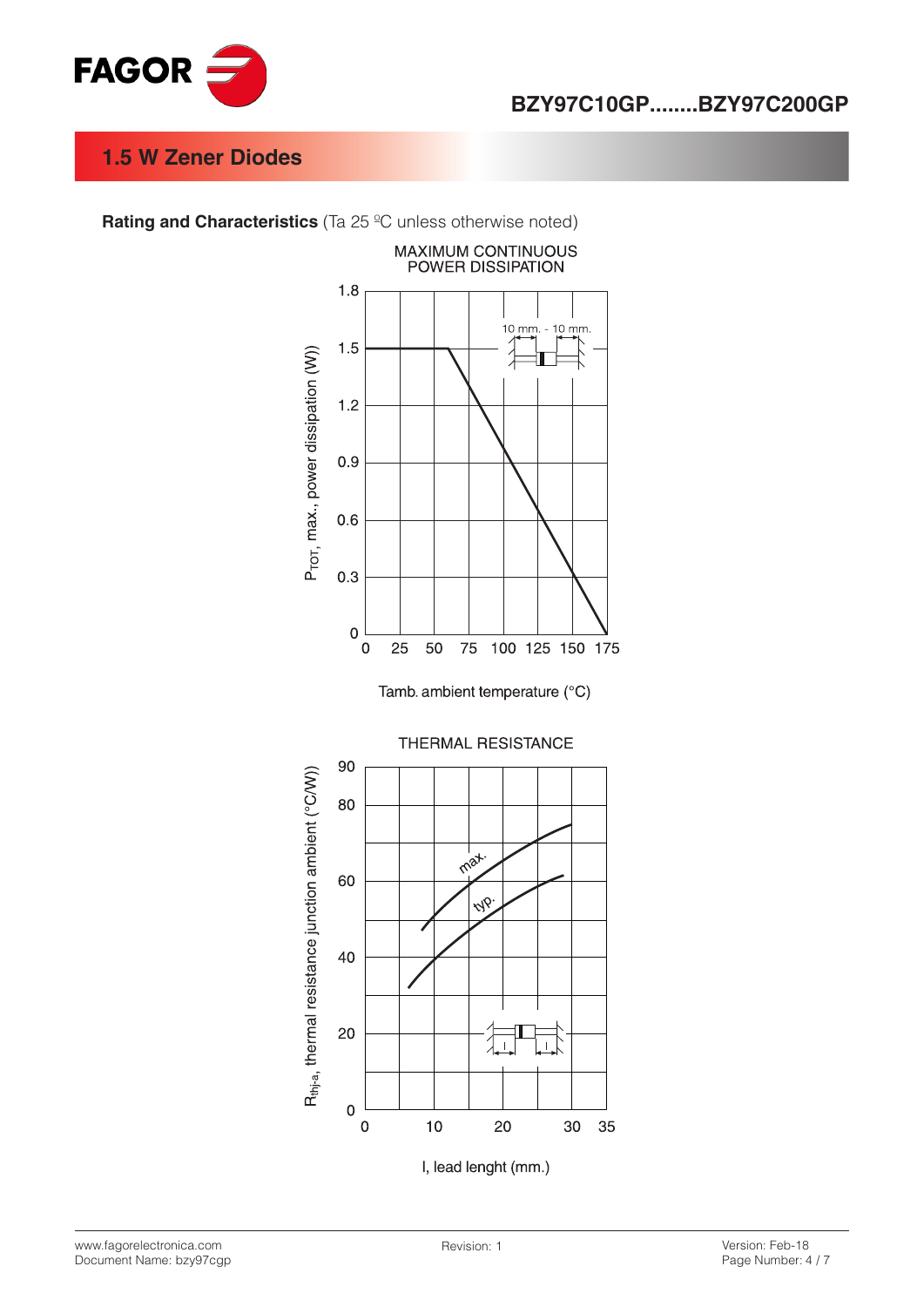## 1.5 W Zener Diodes

**Rating and Characteristics** (Ta 25 ºC unless otherwise noted)

MAXIMUM CONTINUOUS POWER DISSIPATION

$P_{TOT}$, max., power dissipation (W)

10 mm. - 10 mm.

Tamb. ambient temperature (°C)

THERMAL RESISTANCE

$R_{thj\text{-}a}$, thermal resistance junction ambient (°C/W))

max.

typ.

l, lead lenght (mm.)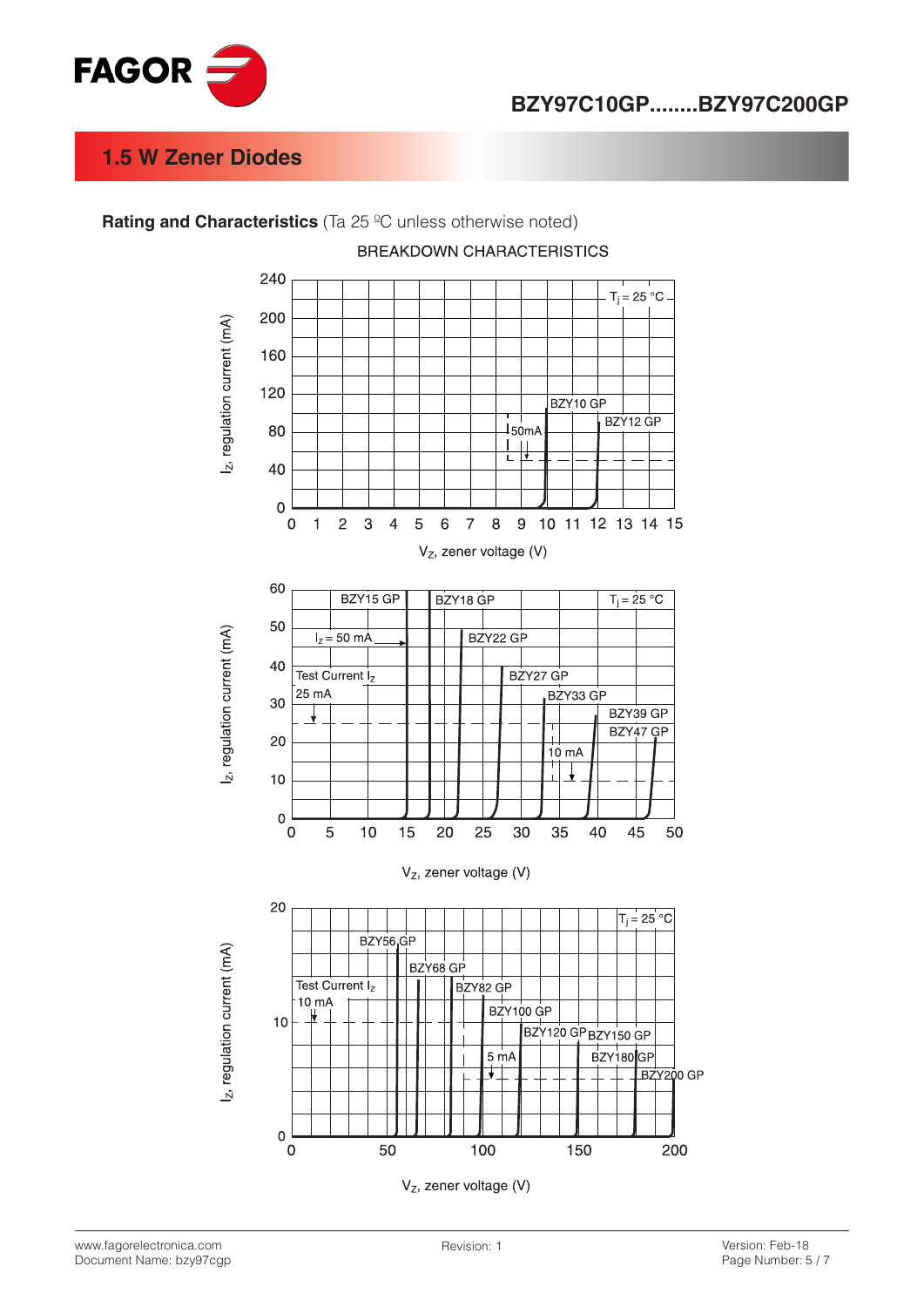## 1.5 W Zener Diodes

**Rating and Characteristics** (Ta 25 ºC unless otherwise noted)

BREAKDOWN CHARACTERISTICS

$T_j$ = 25 °C

BZY10 GP

BZY12 GP

50mA

$I_Z$, regulation current (mA)

$V_Z$, zener voltage (V)

BZY15 GP

BZY18 GP

$I_Z$ = 50 mA

BZY22 GP

Test Current $I_Z$

25 mA

BZY27 GP

BZY33 GP

BZY39 GP

BZY47 GP

10 mA

$T_j$ = 25 °C

$I_Z$, regulation current (mA)

$V_Z$, zener voltage (V)

BZY56 GP

BZY68 GP

Test Current $I_Z$

10 mA

BZY82 GP

BZY100 GP

BZY120 GP

BZY150 GP

5 mA

BZY180 GP

BZY200 GP

$T_j$ = 25 °C

$I_Z$, regulation current (mA)

$V_Z$, zener voltage (V)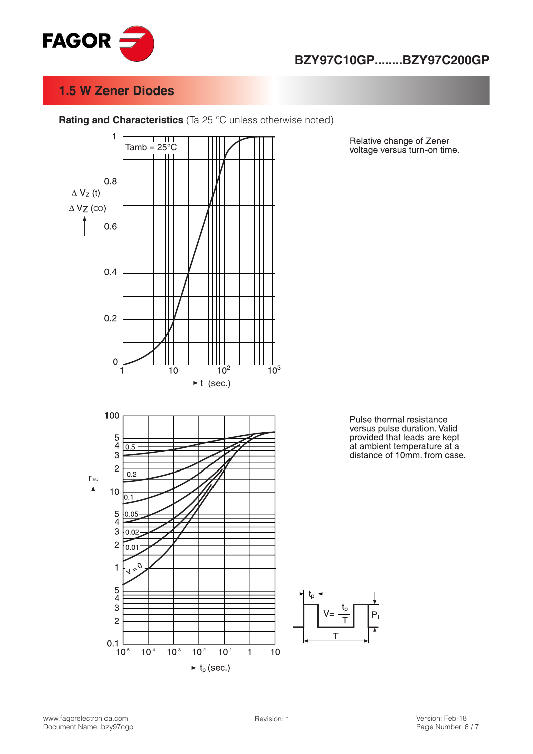# 1.5 W Zener Diodes

**Rating and Characteristics** (Ta 25 ºC unless otherwise noted)

Relative change of Zener voltage versus turn-on time.

Pulse thermal resistance versus pulse duration. Valid provided that leads are kept at ambient temperature at a distance of 10mm. from case.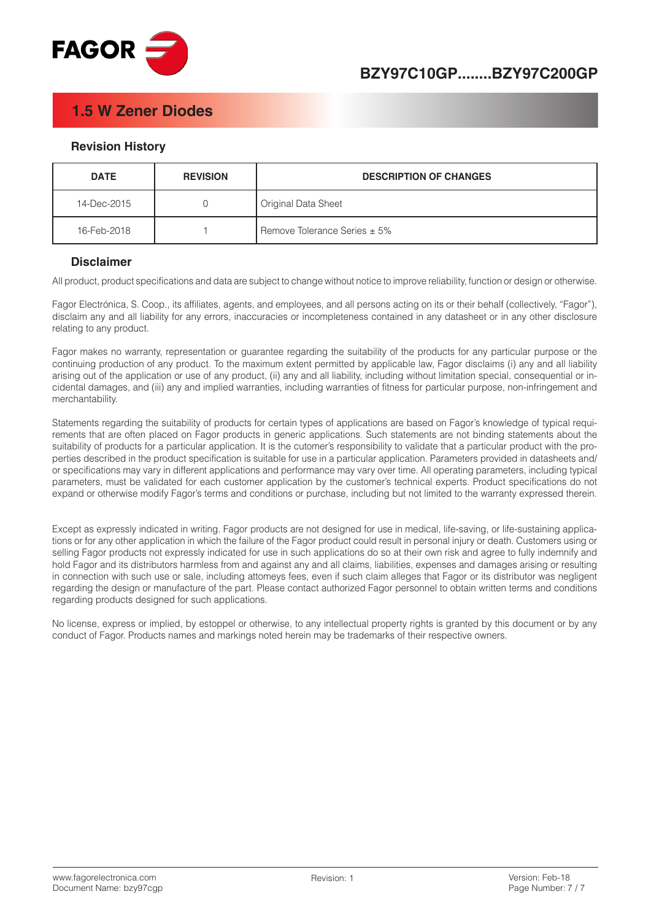## 1.5 W Zener Diodes

### Revision History

| DATE | REVISION | DESCRIPTION OF CHANGES |
|---|---|---|
| 14-Dec-2015 | 0 | Original Data Sheet |
| 16-Feb-2018 | 1 | Remove Tolerance Series ± 5% |

### Disclaimer

All product, product specifications and data are subject to change without notice to improve reliability, function or design or otherwise.

Fagor Electrónica, S. Coop., its affiliates, agents, and employees, and all persons acting on its or their behalf (collectively, “Fagor”), disclaim any and all liability for any errors, inaccuracies or incompleteness contained in any datasheet or in any other disclosure relating to any product.

Fagor makes no warranty, representation or guarantee regarding the suitability of the products for any particular purpose or the continuing production of any product. To the maximum extent permitted by applicable law, Fagor disclaims (i) any and all liability arising out of the application or use of any product, (ii) any and all liability, including without limitation special, consequential or incidental damages, and (iii) any and implied warranties, including warranties of fitness for particular purpose, non-infringement and merchantability.

Statements regarding the suitability of products for certain types of applications are based on Fagor’s knowledge of typical requirements that are often placed on Fagor products in generic applications. Such statements are not binding statements about the suitability of products for a particular application. It is the cutomer’s responsibility to validate that a particular product with the properties described in the product specification is suitable for use in a particular application. Parameters provided in datasheets and/or specifications may vary in different applications and performance may vary over time. All operating parameters, including typical parameters, must be validated for each customer application by the customer’s technical experts. Product specifications do not expand or otherwise modify Fagor’s terms and conditions or purchase, including but not limited to the warranty expressed therein.

Except as expressly indicated in writing. Fagor products are not designed for use in medical, life-saving, or life-sustaining applications or for any other application in which the failure of the Fagor product could result in personal injury or death. Customers using or selling Fagor products not expressly indicated for use in such applications do so at their own risk and agree to fully indemnify and hold Fagor and its distributors harmless from and against any and all claims, liabilities, expenses and damages arising or resulting in connection with such use or sale, including attomeys fees, even if such claim alleges that Fagor or its distributor was negligent regarding the design or manufacture of the part. Please contact authorized Fagor personnel to obtain written terms and conditions regarding products designed for such applications.

No license, express or implied, by estoppel or otherwise, to any intellectual property rights is granted by this document or by any conduct of Fagor. Products names and markings noted herein may be trademarks of their respective owners.